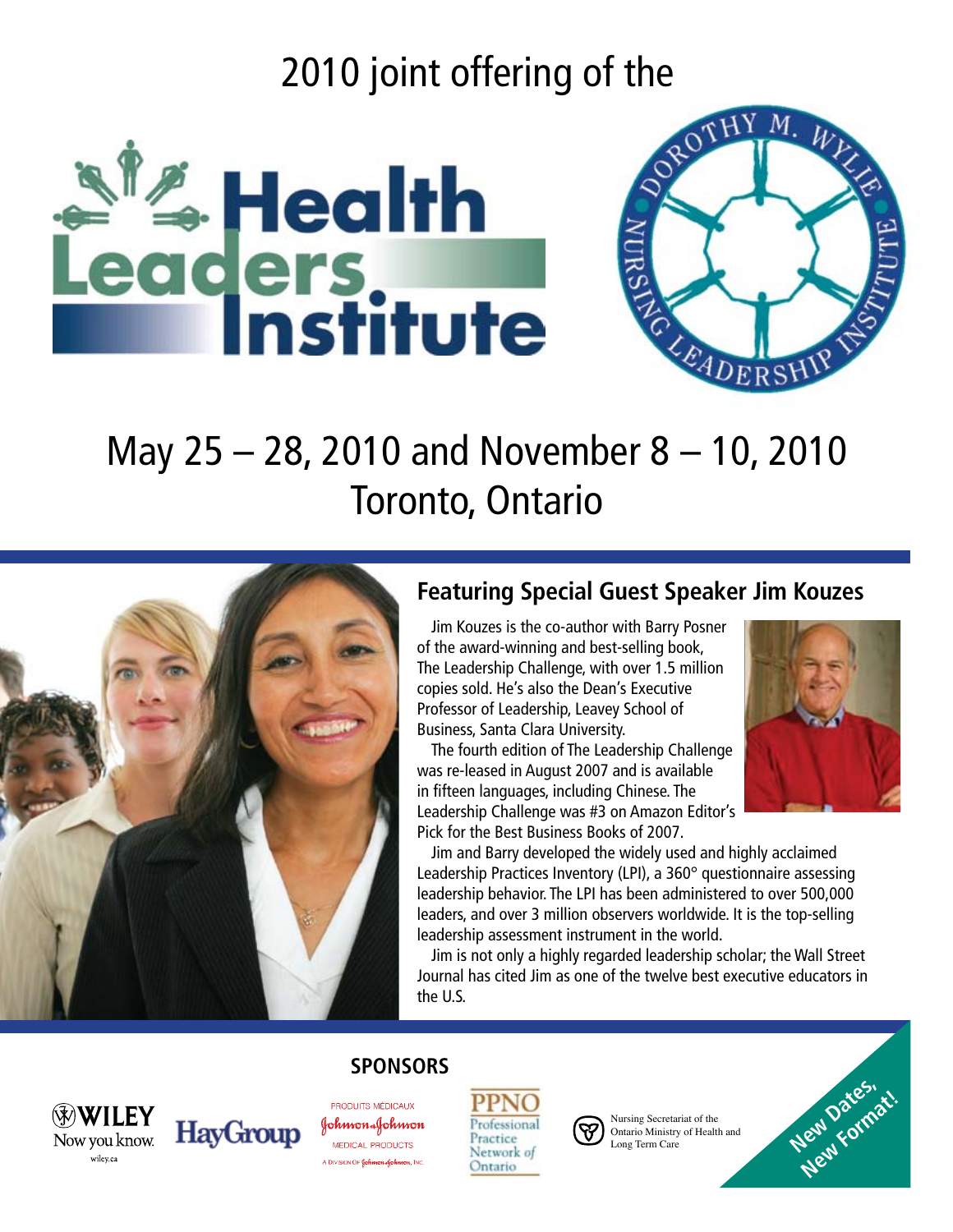2010 joint offering of the

# Health Leaders Institute

DOROTHY M. WYLIE NURSING LEADERSHIP INSTITUTE

## May 25 – 28, 2010 and November 8 – 10, 2010
## Toronto, Ontario

### Featuring Special Guest Speaker Jim Kouzes

Jim Kouzes is the co-author with Barry Posner of the award-winning and best-selling book, The Leadership Challenge, with over 1.5 million copies sold. He's also the Dean's Executive Professor of Leadership, Leavey School of Business, Santa Clara University.

The fourth edition of The Leadership Challenge was re-leased in August 2007 and is available in fifteen languages, including Chinese. The Leadership Challenge was #3 on Amazon Editor's Pick for the Best Business Books of 2007.

Jim and Barry developed the widely used and highly acclaimed Leadership Practices Inventory (LPI), a 360° questionnaire assessing leadership behavior. The LPI has been administered to over 500,000 leaders, and over 3 million observers worldwide. It is the top-selling leadership assessment instrument in the world.

Jim is not only a highly regarded leadership scholar; the Wall Street Journal has cited Jim as one of the twelve best executive educators in the U.S.

**SPONSORS**

WILEY Now you know. wiley.ca

HayGroup

PRODUITS MÉDICAUX Johnson & Johnson MEDICAL PRODUCTS A DIVISION OF Johnson & Johnson, INC.

PPNO Professional Practice Network of Ontario

Nursing Secretariat of the Ontario Ministry of Health and Long Term Care

New Dates, New Format!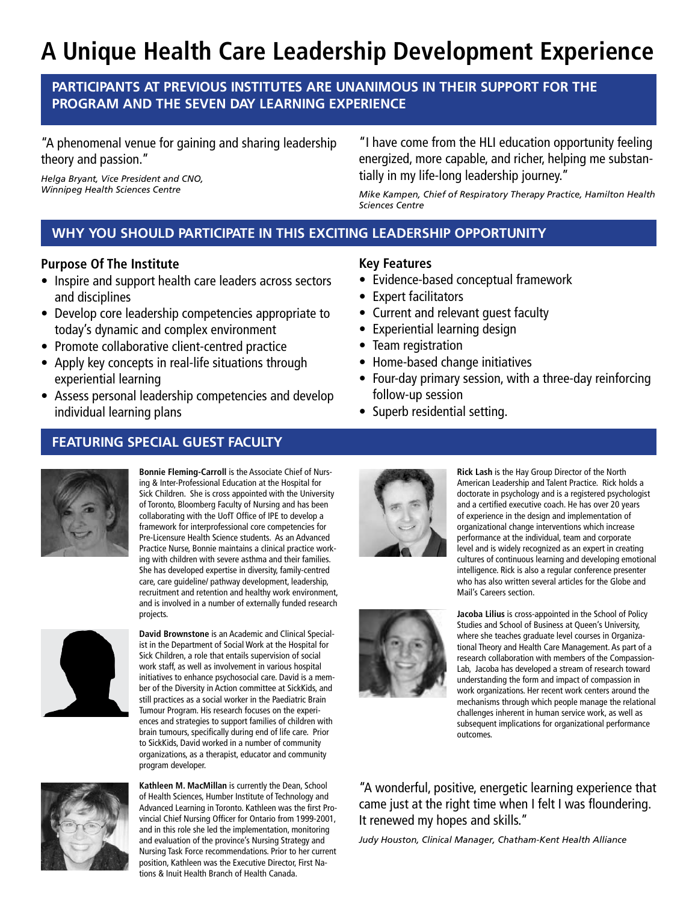# A Unique Health Care Leadership Development Experience

## PARTICIPANTS AT PREVIOUS INSTITUTES ARE UNANIMOUS IN THEIR SUPPORT FOR THE PROGRAM AND THE SEVEN DAY LEARNING EXPERIENCE

"A phenomenal venue for gaining and sharing leadership theory and passion."

*Helga Bryant, Vice President and CNO, Winnipeg Health Sciences Centre*

"I have come from the HLI education opportunity feeling energized, more capable, and richer, helping me substantially in my life-long leadership journey."

*Mike Kampen, Chief of Respiratory Therapy Practice, Hamilton Health Sciences Centre*

## WHY YOU SHOULD PARTICIPATE IN THIS EXCITING LEADERSHIP OPPORTUNITY

### Purpose Of The Institute

- Inspire and support health care leaders across sectors and disciplines
- Develop core leadership competencies appropriate to today's dynamic and complex environment
- Promote collaborative client-centred practice
- Apply key concepts in real-life situations through experiential learning
- Assess personal leadership competencies and develop individual learning plans

### Key Features

- Evidence-based conceptual framework
- Expert facilitators
- Current and relevant guest faculty
- Experiential learning design
- Team registration
- Home-based change initiatives
- Four-day primary session, with a three-day reinforcing follow-up session
- Superb residential setting.

## FEATURING SPECIAL GUEST FACULTY

**Bonnie Fleming-Carroll** is the Associate Chief of Nursing & Inter-Professional Education at the Hospital for Sick Children. She is cross appointed with the University of Toronto, Bloomberg Faculty of Nursing and has been collaborating with the UofT Office of IPE to develop a framework for interprofessional core competencies for Pre-Licensure Health Science students. As an Advanced Practice Nurse, Bonnie maintains a clinical practice working with children with severe asthma and their families. She has developed expertise in diversity, family-centred care, care guideline/ pathway development, leadership, recruitment and retention and healthy work environment, and is involved in a number of externally funded research projects.

**David Brownstone** is an Academic and Clinical Specialist in the Department of Social Work at the Hospital for Sick Children, a role that entails supervision of social work staff, as well as involvement in various hospital initiatives to enhance psychosocial care. David is a member of the Diversity in Action committee at SickKids, and still practices as a social worker in the Paediatric Brain Tumour Program. His research focuses on the experiences and strategies to support families of children with brain tumours, specifically during end of life care. Prior to SickKids, David worked in a number of community organizations, as a therapist, educator and community program developer.

**Kathleen M. MacMillan** is currently the Dean, School of Health Sciences, Humber Institute of Technology and Advanced Learning in Toronto. Kathleen was the first Provincial Chief Nursing Officer for Ontario from 1999-2001, and in this role she led the implementation, monitoring and evaluation of the province's Nursing Strategy and Nursing Task Force recommendations. Prior to her current position, Kathleen was the Executive Director, First Nations & Inuit Health Branch of Health Canada.

**Rick Lash** is the Hay Group Director of the North American Leadership and Talent Practice. Rick holds a doctorate in psychology and is a registered psychologist and a certified executive coach. He has over 20 years of experience in the design and implementation of organizational change interventions which increase performance at the individual, team and corporate level and is widely recognized as an expert in creating cultures of continuous learning and developing emotional intelligence. Rick is also a regular conference presenter who has also written several articles for the Globe and Mail's Careers section.

**Jacoba Lilius** is cross-appointed in the School of Policy Studies and School of Business at Queen's University, where she teaches graduate level courses in Organizational Theory and Health Care Management. As part of a research collaboration with members of the CompassionLab, Jacoba has developed a stream of research toward understanding the form and impact of compassion in work organizations. Her recent work centers around the mechanisms through which people manage the relational challenges inherent in human service work, as well as subsequent implications for organizational performance outcomes.

"A wonderful, positive, energetic learning experience that came just at the right time when I felt I was floundering. It renewed my hopes and skills."

*Judy Houston, Clinical Manager, Chatham-Kent Health Alliance*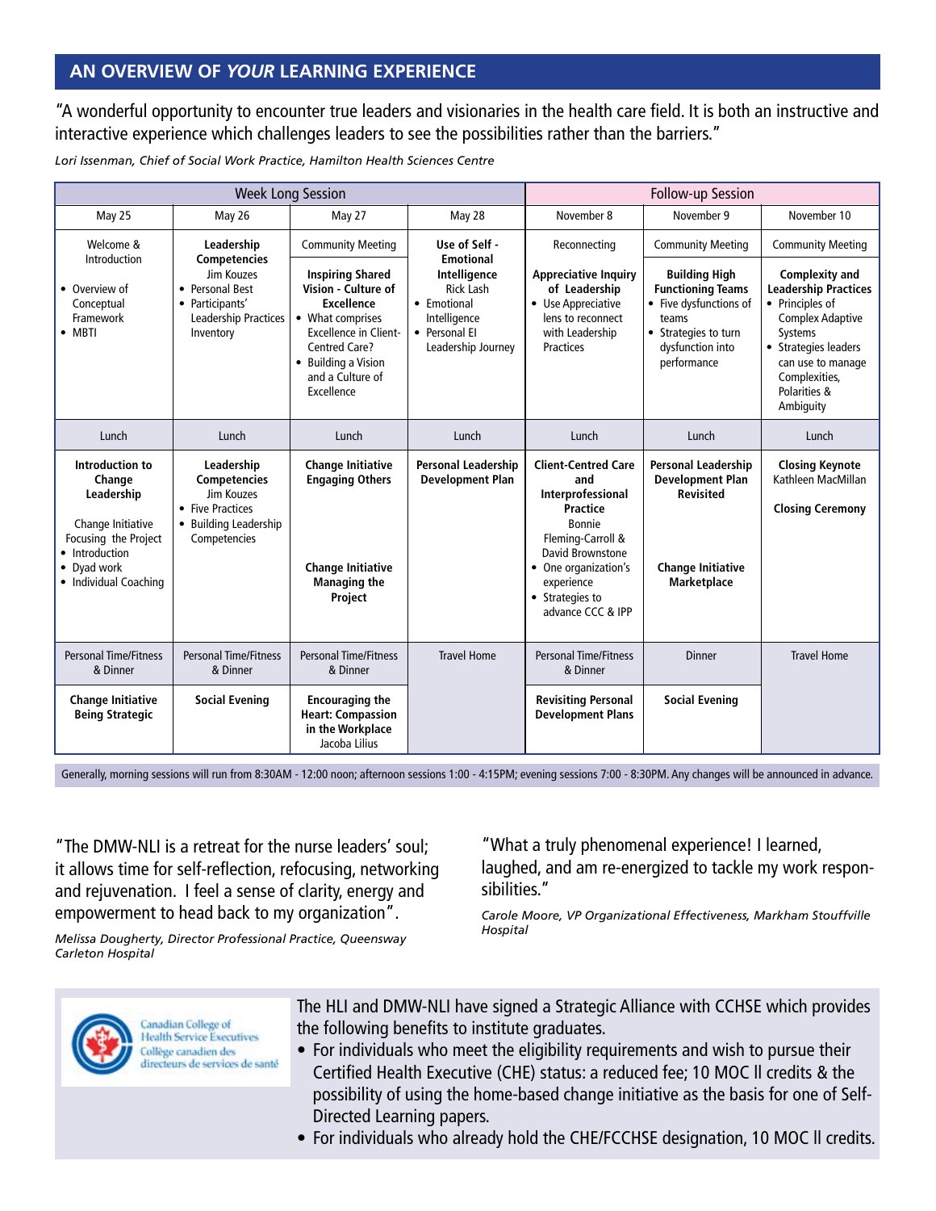## AN OVERVIEW OF *YOUR* LEARNING EXPERIENCE

"A wonderful opportunity to encounter true leaders and visionaries in the health care field. It is both an instructive and interactive experience which challenges leaders to see the possibilities rather than the barriers."

*Lori Issenman, Chief of Social Work Practice, Hamilton Health Sciences Centre*

| Week Long Session | | | | Follow-up Session | | |
|---|---|---|---|---|---|---|
| May 25 | May 26 | May 27 | May 28 | November 8 | November 9 | November 10 |
| Welcome & Introduction<br>• Overview of Conceptual Framework<br>• MBTI | **Leadership Competencies**<br>Jim Kouzes<br>• Personal Best<br>• Participants' Leadership Practices Inventory | Community Meeting<br>**Inspiring Shared Vision - Culture of Excellence**<br>• What comprises Excellence in Client-Centred Care?<br>• Building a Vision and a Culture of Excellence | **Use of Self - Emotional Intelligence**<br>Rick Lash<br>• Emotional Intelligence<br>• Personal EI Leadership Journey | Reconnecting<br>**Appreciative Inquiry of Leadership**<br>• Use Appreciative lens to reconnect with Leadership Practices | Community Meeting<br>**Building High Functioning Teams**<br>• Five dysfunctions of teams<br>• Strategies to turn dysfunction into performance | Community Meeting<br>**Complexity and Leadership Practices**<br>• Principles of Complex Adaptive Systems<br>• Strategies leaders can use to manage Complexities, Polarities & Ambiguity |
| Lunch | Lunch | Lunch | Lunch | Lunch | Lunch | Lunch |
| **Introduction to Change Leadership**<br>Change Initiative Focusing the Project<br>• Introduction<br>• Dyad work<br>• Individual Coaching | **Leadership Competencies**<br>Jim Kouzes<br>• Five Practices<br>• Building Leadership Competencies | **Change Initiative Engaging Others**<br>**Change Initiative Managing the Project** | **Personal Leadership Development Plan** | **Client-Centred Care and Interprofessional Practice**<br>Bonnie Fleming-Carroll & David Brownstone<br>• One organization's experience<br>• Strategies to advance CCC & IPP | **Personal Leadership Development Plan Revisited**<br>**Change Initiative Marketplace** | **Closing Keynote**<br>Kathleen MacMillan<br>**Closing Ceremony** |
| Personal Time/Fitness & Dinner | Personal Time/Fitness & Dinner | Personal Time/Fitness & Dinner | Travel Home | Personal Time/Fitness & Dinner | Dinner | Travel Home |
| **Change Initiative Being Strategic** | **Social Evening** | **Encouraging the Heart: Compassion in the Workplace**<br>Jacoba Lilius | | **Revisiting Personal Development Plans** | **Social Evening** | |

Generally, morning sessions will run from 8:30AM - 12:00 noon; afternoon sessions 1:00 - 4:15PM; evening sessions 7:00 - 8:30PM. Any changes will be announced in advance.

"The DMW-NLI is a retreat for the nurse leaders' soul; it allows time for self-reflection, refocusing, networking and rejuvenation. I feel a sense of clarity, energy and empowerment to head back to my organization".

*Melissa Dougherty, Director Professional Practice, Queensway Carleton Hospital*

"What a truly phenomenal experience! I learned, laughed, and am re-energized to tackle my work responsibilities."

*Carole Moore, VP Organizational Effectiveness, Markham Stouffville Hospital*

Canadian College of Health Service Executives
Collège canadien des directeurs de services de santé

The HLI and DMW-NLI have signed a Strategic Alliance with CCHSE which provides the following benefits to institute graduates.

- For individuals who meet the eligibility requirements and wish to pursue their Certified Health Executive (CHE) status: a reduced fee; 10 MOC ll credits & the possibility of using the home-based change initiative as the basis for one of Self-Directed Learning papers.
- For individuals who already hold the CHE/FCCHSE designation, 10 MOC ll credits.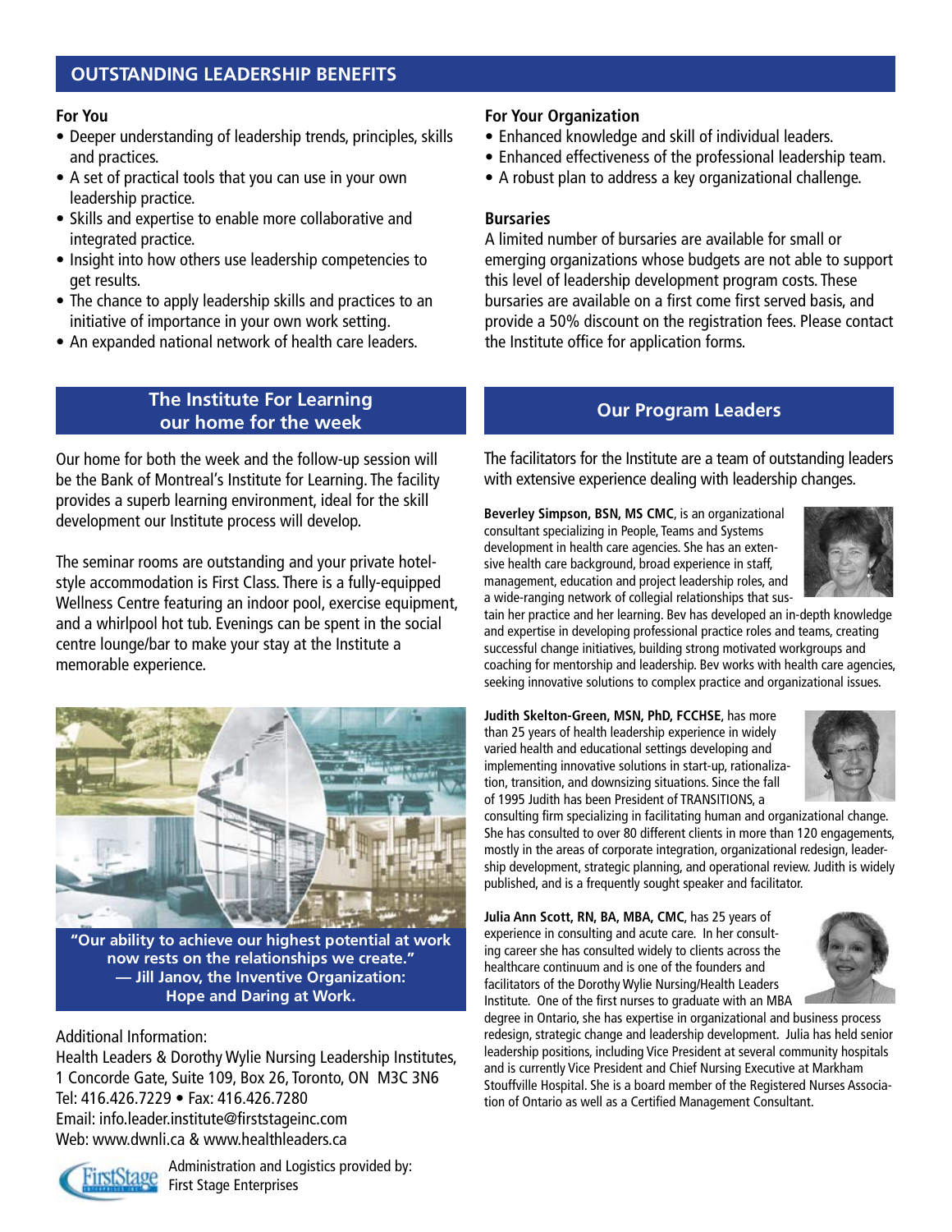## OUTSTANDING LEADERSHIP BENEFITS

**For You**

- Deeper understanding of leadership trends, principles, skills and practices.
- A set of practical tools that you can use in your own leadership practice.
- Skills and expertise to enable more collaborative and integrated practice.
- Insight into how others use leadership competencies to get results.
- The chance to apply leadership skills and practices to an initiative of importance in your own work setting.
- An expanded national network of health care leaders.

**For Your Organization**

- Enhanced knowledge and skill of individual leaders.
- Enhanced effectiveness of the professional leadership team.
- A robust plan to address a key organizational challenge.

**Bursaries**

A limited number of bursaries are available for small or emerging organizations whose budgets are not able to support this level of leadership development program costs. These bursaries are available on a first come first served basis, and provide a 50% discount on the registration fees. Please contact the Institute office for application forms.

## The Institute For Learning our home for the week

Our home for both the week and the follow-up session will be the Bank of Montreal's Institute for Learning. The facility provides a superb learning environment, ideal for the skill development our Institute process will develop.

The seminar rooms are outstanding and your private hotel-style accommodation is First Class. There is a fully-equipped Wellness Centre featuring an indoor pool, exercise equipment, and a whirlpool hot tub. Evenings can be spent in the social centre lounge/bar to make your stay at the Institute a memorable experience.

**"Our ability to achieve our highest potential at work now rests on the relationships we create." — Jill Janov, the Inventive Organization: Hope and Daring at Work.**

Additional Information:
Health Leaders & Dorothy Wylie Nursing Leadership Institutes,
1 Concorde Gate, Suite 109, Box 26, Toronto, ON M3C 3N6
Tel: 416.426.7229 • Fax: 416.426.7280
Email: info.leader.institute@firststageinc.com
Web: www.dwnli.ca & www.healthleaders.ca

Administration and Logistics provided by:
First Stage Enterprises

## Our Program Leaders

The facilitators for the Institute are a team of outstanding leaders with extensive experience dealing with leadership changes.

**Beverley Simpson, BSN, MS CMC**, is an organizational consultant specializing in People, Teams and Systems development in health care agencies. She has an extensive health care background, broad experience in staff, management, education and project leadership roles, and a wide-ranging network of collegial relationships that sustain her practice and her learning. Bev has developed an in-depth knowledge and expertise in developing professional practice roles and teams, creating successful change initiatives, building strong motivated workgroups and coaching for mentorship and leadership. Bev works with health care agencies, seeking innovative solutions to complex practice and organizational issues.

**Judith Skelton-Green, MSN, PhD, FCCHSE**, has more than 25 years of health leadership experience in widely varied health and educational settings developing and implementing innovative solutions in start-up, rationalization, transition, and downsizing situations. Since the fall of 1995 Judith has been President of TRANSITIONS, a consulting firm specializing in facilitating human and organizational change. She has consulted to over 80 different clients in more than 120 engagements, mostly in the areas of corporate integration, organizational redesign, leadership development, strategic planning, and operational review. Judith is widely published, and is a frequently sought speaker and facilitator.

**Julia Ann Scott, RN, BA, MBA, CMC**, has 25 years of experience in consulting and acute care. In her consulting career she has consulted widely to clients across the healthcare continuum and is one of the founders and facilitators of the Dorothy Wylie Nursing/Health Leaders Institute. One of the first nurses to graduate with an MBA degree in Ontario, she has expertise in organizational and business process redesign, strategic change and leadership development. Julia has held senior leadership positions, including Vice President at several community hospitals and is currently Vice President and Chief Nursing Executive at Markham Stouffville Hospital. She is a board member of the Registered Nurses Association of Ontario as well as a Certified Management Consultant.